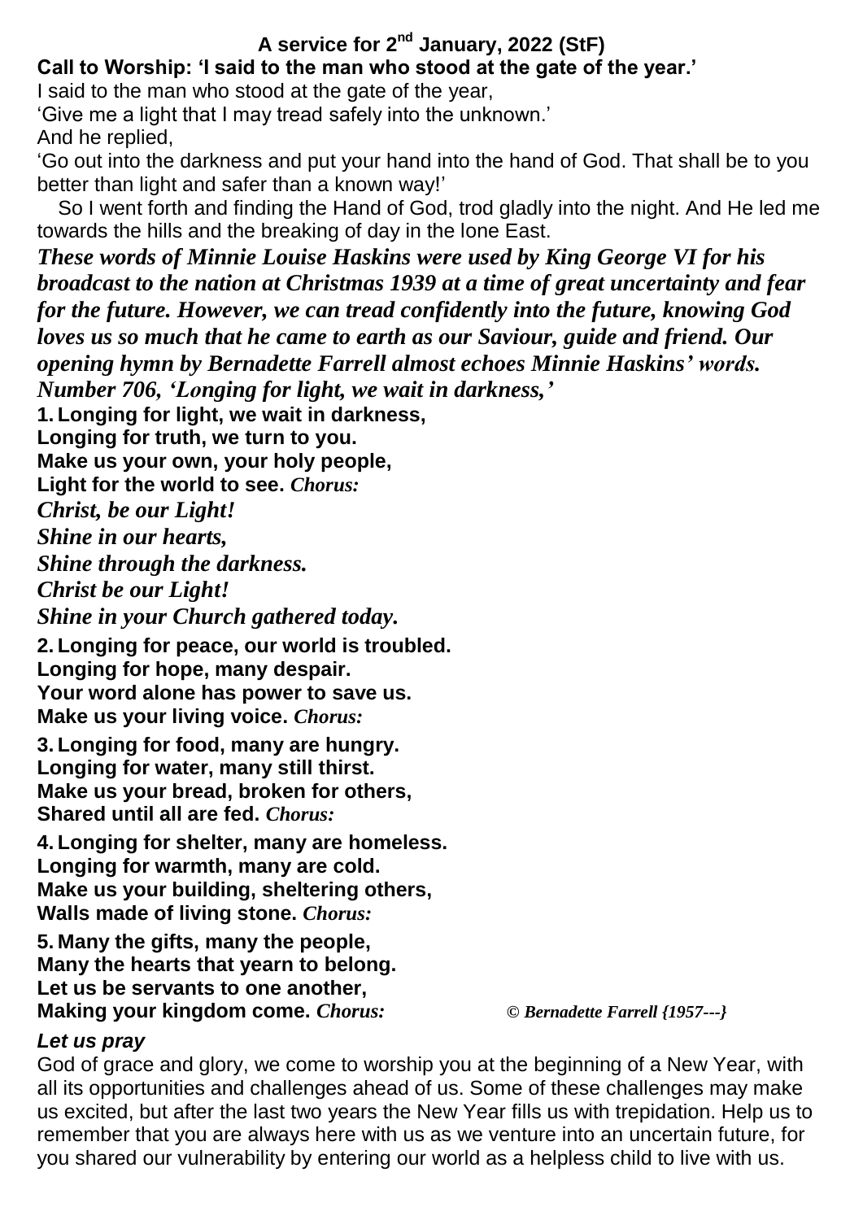# A service for 2nd January, 2022 (StF)

**Call to Worship: 'I said to the man who stood at the gate of the year.'**

I said to the man who stood at the gate of the year,
'Give me a light that I may tread safely into the unknown.'
And he replied,
'Go out into the darkness and put your hand into the hand of God. That shall be to you better than light and safer than a known way!'

So I went forth and finding the Hand of God, trod gladly into the night. And He led me towards the hills and the breaking of day in the lone East.

***These words of Minnie Louise Haskins were used by King George VI for his broadcast to the nation at Christmas 1939 at a time of great uncertainty and fear for the future. However, we can tread confidently into the future, knowing God loves us so much that he came to earth as our Saviour, guide and friend. Our opening hymn by Bernadette Farrell almost echoes Minnie Haskins' words. Number 706, 'Longing for light, we wait in darkness,'***

**1. Longing for light, we wait in darkness,
Longing for truth, we turn to you.
Make us your own, your holy people,
Light for the world to see.** ***Chorus:***

***Christ, be our Light!
Shine in our hearts,
Shine through the darkness.
Christ be our Light!
Shine in your Church gathered today.***

**2. Longing for peace, our world is troubled.
Longing for hope, many despair.
Your word alone has power to save us.
Make us your living voice.** ***Chorus:***

**3. Longing for food, many are hungry.
Longing for water, many still thirst.
Make us your bread, broken for others,
Shared until all are fed.** ***Chorus:***

**4. Longing for shelter, many are homeless.
Longing for warmth, many are cold.
Make us your building, sheltering others,
Walls made of living stone.** ***Chorus:***

**5. Many the gifts, many the people,
Many the hearts that yearn to belong.
Let us be servants to one another,
Making your kingdom come.** ***Chorus:***

***© Bernadette Farrell {1957---}***

***Let us pray***

God of grace and glory, we come to worship you at the beginning of a New Year, with all its opportunities and challenges ahead of us. Some of these challenges may make us excited, but after the last two years the New Year fills us with trepidation. Help us to remember that you are always here with us as we venture into an uncertain future, for you shared our vulnerability by entering our world as a helpless child to live with us.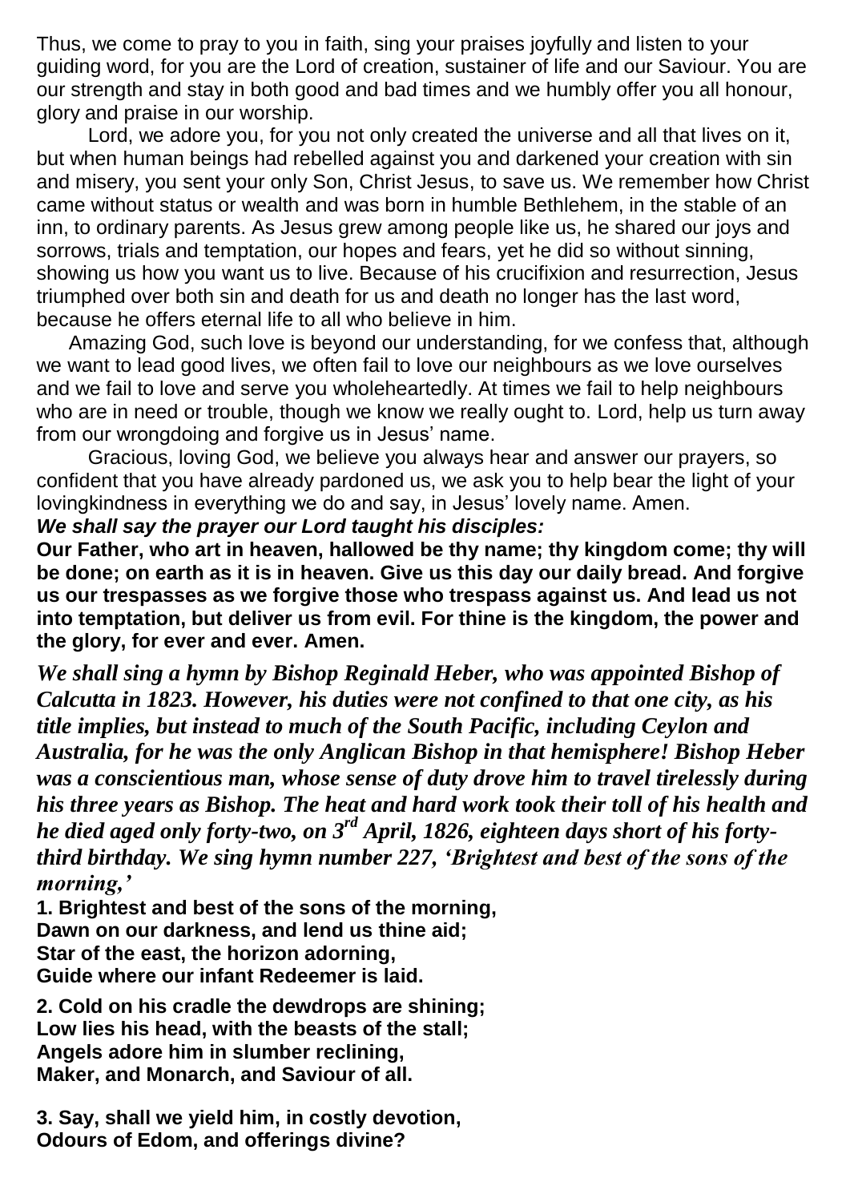Thus, we come to pray to you in faith, sing your praises joyfully and listen to your guiding word, for you are the Lord of creation, sustainer of life and our Saviour. You are our strength and stay in both good and bad times and we humbly offer you all honour, glory and praise in our worship.

Lord, we adore you, for you not only created the universe and all that lives on it, but when human beings had rebelled against you and darkened your creation with sin and misery, you sent your only Son, Christ Jesus, to save us. We remember how Christ came without status or wealth and was born in humble Bethlehem, in the stable of an inn, to ordinary parents. As Jesus grew among people like us, he shared our joys and sorrows, trials and temptation, our hopes and fears, yet he did so without sinning, showing us how you want us to live. Because of his crucifixion and resurrection, Jesus triumphed over both sin and death for us and death no longer has the last word, because he offers eternal life to all who believe in him.

Amazing God, such love is beyond our understanding, for we confess that, although we want to lead good lives, we often fail to love our neighbours as we love ourselves and we fail to love and serve you wholeheartedly. At times we fail to help neighbours who are in need or trouble, though we know we really ought to. Lord, help us turn away from our wrongdoing and forgive us in Jesus' name.

Gracious, loving God, we believe you always hear and answer our prayers, so confident that you have already pardoned us, we ask you to help bear the light of your lovingkindness in everything we do and say, in Jesus' lovely name. Amen.

***We shall say the prayer our Lord taught his disciples:***

**Our Father, who art in heaven, hallowed be thy name; thy kingdom come; thy will be done; on earth as it is in heaven. Give us this day our daily bread. And forgive us our trespasses as we forgive those who trespass against us. And lead us not into temptation, but deliver us from evil. For thine is the kingdom, the power and the glory, for ever and ever. Amen.**

***We shall sing a hymn by Bishop Reginald Heber, who was appointed Bishop of Calcutta in 1823. However, his duties were not confined to that one city, as his title implies, but instead to much of the South Pacific, including Ceylon and Australia, for he was the only Anglican Bishop in that hemisphere! Bishop Heber was a conscientious man, whose sense of duty drove him to travel tirelessly during his three years as Bishop. The heat and hard work took their toll of his health and he died aged only forty-two, on 3rd April, 1826, eighteen days short of his forty-third birthday. We sing hymn number 227, 'Brightest and best of the sons of the morning,'***

**1. Brightest and best of the sons of the morning,**
**Dawn on our darkness, and lend us thine aid;**
**Star of the east, the horizon adorning,**
**Guide where our infant Redeemer is laid.**

**2. Cold on his cradle the dewdrops are shining;**
**Low lies his head, with the beasts of the stall;**
**Angels adore him in slumber reclining,**
**Maker, and Monarch, and Saviour of all.**

**3. Say, shall we yield him, in costly devotion,**
**Odours of Edom, and offerings divine?**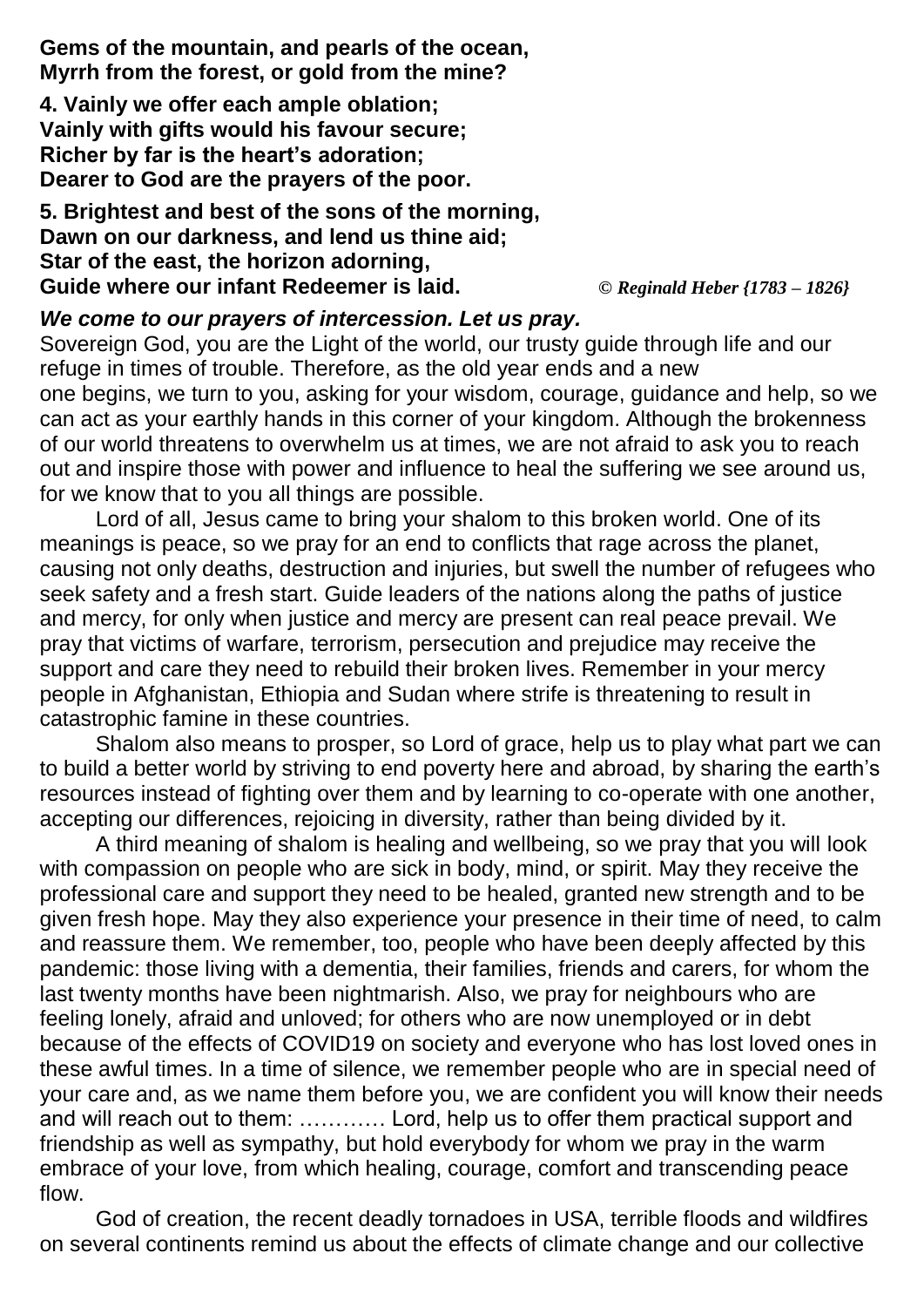**Gems of the mountain, and pearls of the ocean,**
**Myrrh from the forest, or gold from the mine?**

**4. Vainly we offer each ample oblation;**
**Vainly with gifts would his favour secure;**
**Richer by far is the heart's adoration;**
**Dearer to God are the prayers of the poor.**

**5. Brightest and best of the sons of the morning,**
**Dawn on our darkness, and lend us thine aid;**
**Star of the east, the horizon adorning,**
**Guide where our infant Redeemer is laid.** *© Reginald Heber {1783 – 1826}*

***We come to our prayers of intercession. Let us pray.***

Sovereign God, you are the Light of the world, our trusty guide through life and our refuge in times of trouble. Therefore, as the old year ends and a new one begins, we turn to you, asking for your wisdom, courage, guidance and help, so we can act as your earthly hands in this corner of your kingdom. Although the brokenness of our world threatens to overwhelm us at times, we are not afraid to ask you to reach out and inspire those with power and influence to heal the suffering we see around us, for we know that to you all things are possible.

Lord of all, Jesus came to bring your shalom to this broken world. One of its meanings is peace, so we pray for an end to conflicts that rage across the planet, causing not only deaths, destruction and injuries, but swell the number of refugees who seek safety and a fresh start. Guide leaders of the nations along the paths of justice and mercy, for only when justice and mercy are present can real peace prevail. We pray that victims of warfare, terrorism, persecution and prejudice may receive the support and care they need to rebuild their broken lives. Remember in your mercy people in Afghanistan, Ethiopia and Sudan where strife is threatening to result in catastrophic famine in these countries.

Shalom also means to prosper, so Lord of grace, help us to play what part we can to build a better world by striving to end poverty here and abroad, by sharing the earth's resources instead of fighting over them and by learning to co-operate with one another, accepting our differences, rejoicing in diversity, rather than being divided by it.

A third meaning of shalom is healing and wellbeing, so we pray that you will look with compassion on people who are sick in body, mind, or spirit. May they receive the professional care and support they need to be healed, granted new strength and to be given fresh hope. May they also experience your presence in their time of need, to calm and reassure them. We remember, too, people who have been deeply affected by this pandemic: those living with a dementia, their families, friends and carers, for whom the last twenty months have been nightmarish. Also, we pray for neighbours who are feeling lonely, afraid and unloved; for others who are now unemployed or in debt because of the effects of COVID19 on society and everyone who has lost loved ones in these awful times. In a time of silence, we remember people who are in special need of your care and, as we name them before you, we are confident you will know their needs and will reach out to them: ………… Lord, help us to offer them practical support and friendship as well as sympathy, but hold everybody for whom we pray in the warm embrace of your love, from which healing, courage, comfort and transcending peace flow.

God of creation, the recent deadly tornadoes in USA, terrible floods and wildfires on several continents remind us about the effects of climate change and our collective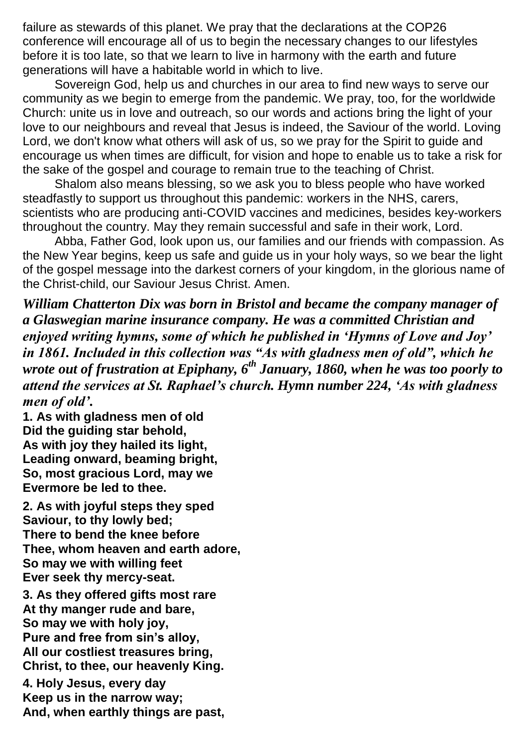failure as stewards of this planet. We pray that the declarations at the COP26 conference will encourage all of us to begin the necessary changes to our lifestyles before it is too late, so that we learn to live in harmony with the earth and future generations will have a habitable world in which to live.

Sovereign God, help us and churches in our area to find new ways to serve our community as we begin to emerge from the pandemic. We pray, too, for the worldwide Church: unite us in love and outreach, so our words and actions bring the light of your love to our neighbours and reveal that Jesus is indeed, the Saviour of the world. Loving Lord, we don't know what others will ask of us, so we pray for the Spirit to guide and encourage us when times are difficult, for vision and hope to enable us to take a risk for the sake of the gospel and courage to remain true to the teaching of Christ.

Shalom also means blessing, so we ask you to bless people who have worked steadfastly to support us throughout this pandemic: workers in the NHS, carers, scientists who are producing anti-COVID vaccines and medicines, besides key-workers throughout the country. May they remain successful and safe in their work, Lord.

Abba, Father God, look upon us, our families and our friends with compassion. As the New Year begins, keep us safe and guide us in your holy ways, so we bear the light of the gospel message into the darkest corners of your kingdom, in the glorious name of the Christ-child, our Saviour Jesus Christ. Amen.

***William Chatterton Dix was born in Bristol and became the company manager of a Glaswegian marine insurance company. He was a committed Christian and enjoyed writing hymns, some of which he published in 'Hymns of Love and Joy' in 1861. Included in this collection was "As with gladness men of old", which he wrote out of frustration at Epiphany, 6th January, 1860, when he was too poorly to attend the services at St. Raphael's church. Hymn number 224, 'As with gladness men of old'.***

**1. As with gladness men of old**
**Did the guiding star behold,**
**As with joy they hailed its light,**
**Leading onward, beaming bright,**
**So, most gracious Lord, may we**
**Evermore be led to thee.**

**2. As with joyful steps they sped**
**Saviour, to thy lowly bed;**
**There to bend the knee before**
**Thee, whom heaven and earth adore,**
**So may we with willing feet**
**Ever seek thy mercy-seat.**

**3. As they offered gifts most rare**
**At thy manger rude and bare,**
**So may we with holy joy,**
**Pure and free from sin's alloy,**
**All our costliest treasures bring,**
**Christ, to thee, our heavenly King.**

**4. Holy Jesus, every day**
**Keep us in the narrow way;**
**And, when earthly things are past,**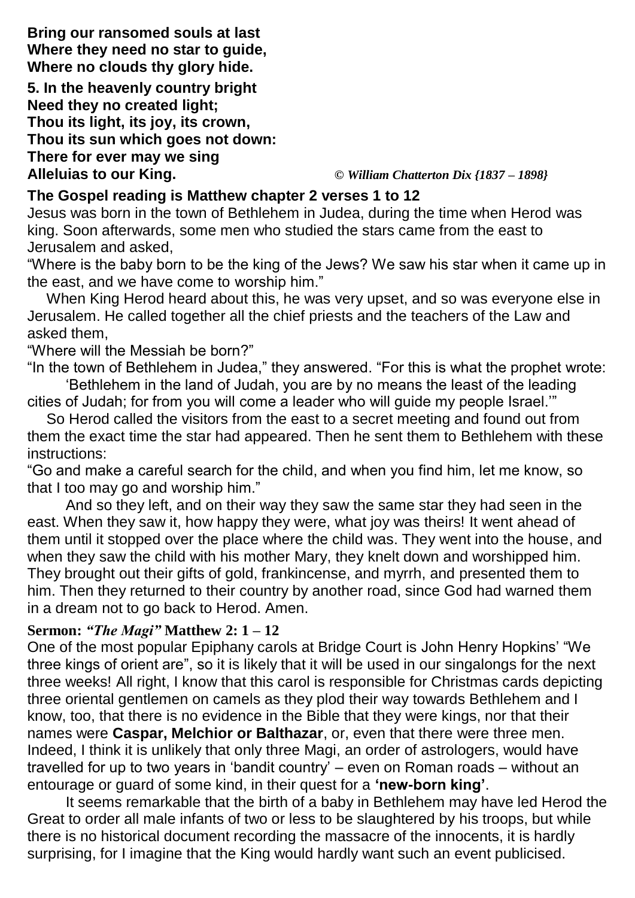**Bring our ransomed souls at last**
**Where they need no star to guide,**
**Where no clouds thy glory hide.**

**5. In the heavenly country bright**
**Need they no created light;**
**Thou its light, its joy, its crown,**
**Thou its sun which goes not down:**
**There for ever may we sing**
**Alleluias to our King.** *© William Chatterton Dix {1837 – 1898}*

**The Gospel reading is Matthew chapter 2 verses 1 to 12**

Jesus was born in the town of Bethlehem in Judea, during the time when Herod was king. Soon afterwards, some men who studied the stars came from the east to Jerusalem and asked,

"Where is the baby born to be the king of the Jews? We saw his star when it came up in the east, and we have come to worship him."

When King Herod heard about this, he was very upset, and so was everyone else in Jerusalem. He called together all the chief priests and the teachers of the Law and asked them,

"Where will the Messiah be born?"

"In the town of Bethlehem in Judea," they answered. "For this is what the prophet wrote:

'Bethlehem in the land of Judah, you are by no means the least of the leading cities of Judah; for from you will come a leader who will guide my people Israel.'"

So Herod called the visitors from the east to a secret meeting and found out from them the exact time the star had appeared. Then he sent them to Bethlehem with these instructions:

"Go and make a careful search for the child, and when you find him, let me know, so that I too may go and worship him."

And so they left, and on their way they saw the same star they had seen in the east. When they saw it, how happy they were, what joy was theirs! It went ahead of them until it stopped over the place where the child was. They went into the house, and when they saw the child with his mother Mary, they knelt down and worshipped him. They brought out their gifts of gold, frankincense, and myrrh, and presented them to him. Then they returned to their country by another road, since God had warned them in a dream not to go back to Herod. Amen.

**Sermon:** ***"The Magi"*** **Matthew 2: 1 – 12**

One of the most popular Epiphany carols at Bridge Court is John Henry Hopkins' "We three kings of orient are", so it is likely that it will be used in our singalongs for the next three weeks! All right, I know that this carol is responsible for Christmas cards depicting three oriental gentlemen on camels as they plod their way towards Bethlehem and I know, too, that there is no evidence in the Bible that they were kings, nor that their names were **Caspar, Melchior or Balthazar**, or, even that there were three men. Indeed, I think it is unlikely that only three Magi, an order of astrologers, would have travelled for up to two years in 'bandit country' – even on Roman roads – without an entourage or guard of some kind, in their quest for a **'new-born king'**.

It seems remarkable that the birth of a baby in Bethlehem may have led Herod the Great to order all male infants of two or less to be slaughtered by his troops, but while there is no historical document recording the massacre of the innocents, it is hardly surprising, for I imagine that the King would hardly want such an event publicised.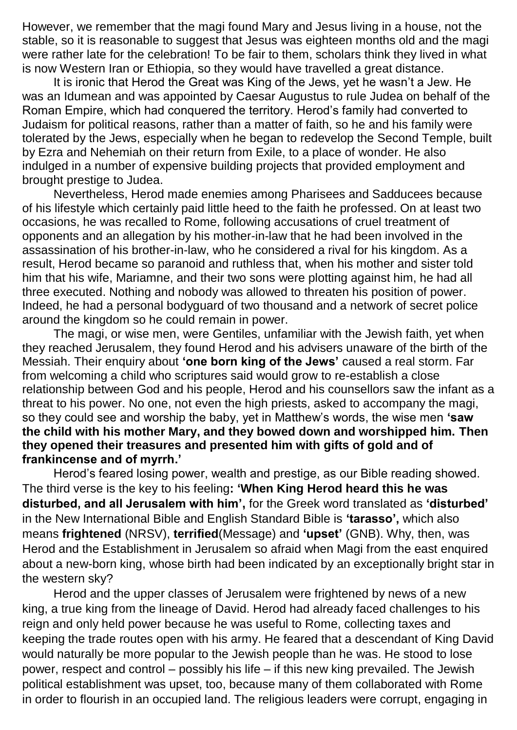However, we remember that the magi found Mary and Jesus living in a house, not the stable, so it is reasonable to suggest that Jesus was eighteen months old and the magi were rather late for the celebration! To be fair to them, scholars think they lived in what is now Western Iran or Ethiopia, so they would have travelled a great distance.

It is ironic that Herod the Great was King of the Jews, yet he wasn't a Jew. He was an Idumean and was appointed by Caesar Augustus to rule Judea on behalf of the Roman Empire, which had conquered the territory. Herod's family had converted to Judaism for political reasons, rather than a matter of faith, so he and his family were tolerated by the Jews, especially when he began to redevelop the Second Temple, built by Ezra and Nehemiah on their return from Exile, to a place of wonder. He also indulged in a number of expensive building projects that provided employment and brought prestige to Judea.

Nevertheless, Herod made enemies among Pharisees and Sadducees because of his lifestyle which certainly paid little heed to the faith he professed. On at least two occasions, he was recalled to Rome, following accusations of cruel treatment of opponents and an allegation by his mother-in-law that he had been involved in the assassination of his brother-in-law, who he considered a rival for his kingdom. As a result, Herod became so paranoid and ruthless that, when his mother and sister told him that his wife, Mariamne, and their two sons were plotting against him, he had all three executed. Nothing and nobody was allowed to threaten his position of power. Indeed, he had a personal bodyguard of two thousand and a network of secret police around the kingdom so he could remain in power.

The magi, or wise men, were Gentiles, unfamiliar with the Jewish faith, yet when they reached Jerusalem, they found Herod and his advisers unaware of the birth of the Messiah. Their enquiry about **'one born king of the Jews'** caused a real storm. Far from welcoming a child who scriptures said would grow to re-establish a close relationship between God and his people, Herod and his counsellors saw the infant as a threat to his power. No one, not even the high priests, asked to accompany the magi, so they could see and worship the baby, yet in Matthew's words, the wise men **'saw the child with his mother Mary, and they bowed down and worshipped him. Then they opened their treasures and presented him with gifts of gold and of frankincense and of myrrh.'**

Herod's feared losing power, wealth and prestige, as our Bible reading showed. The third verse is the key to his feeling**: 'When King Herod heard this he was disturbed, and all Jerusalem with him',** for the Greek word translated as **'disturbed'** in the New International Bible and English Standard Bible is **'tarasso',** which also means **frightened** (NRSV), **terrified**(Message) and **'upset'** (GNB). Why, then, was Herod and the Establishment in Jerusalem so afraid when Magi from the east enquired about a new-born king, whose birth had been indicated by an exceptionally bright star in the western sky?

Herod and the upper classes of Jerusalem were frightened by news of a new king, a true king from the lineage of David. Herod had already faced challenges to his reign and only held power because he was useful to Rome, collecting taxes and keeping the trade routes open with his army. He feared that a descendant of King David would naturally be more popular to the Jewish people than he was. He stood to lose power, respect and control – possibly his life – if this new king prevailed. The Jewish political establishment was upset, too, because many of them collaborated with Rome in order to flourish in an occupied land. The religious leaders were corrupt, engaging in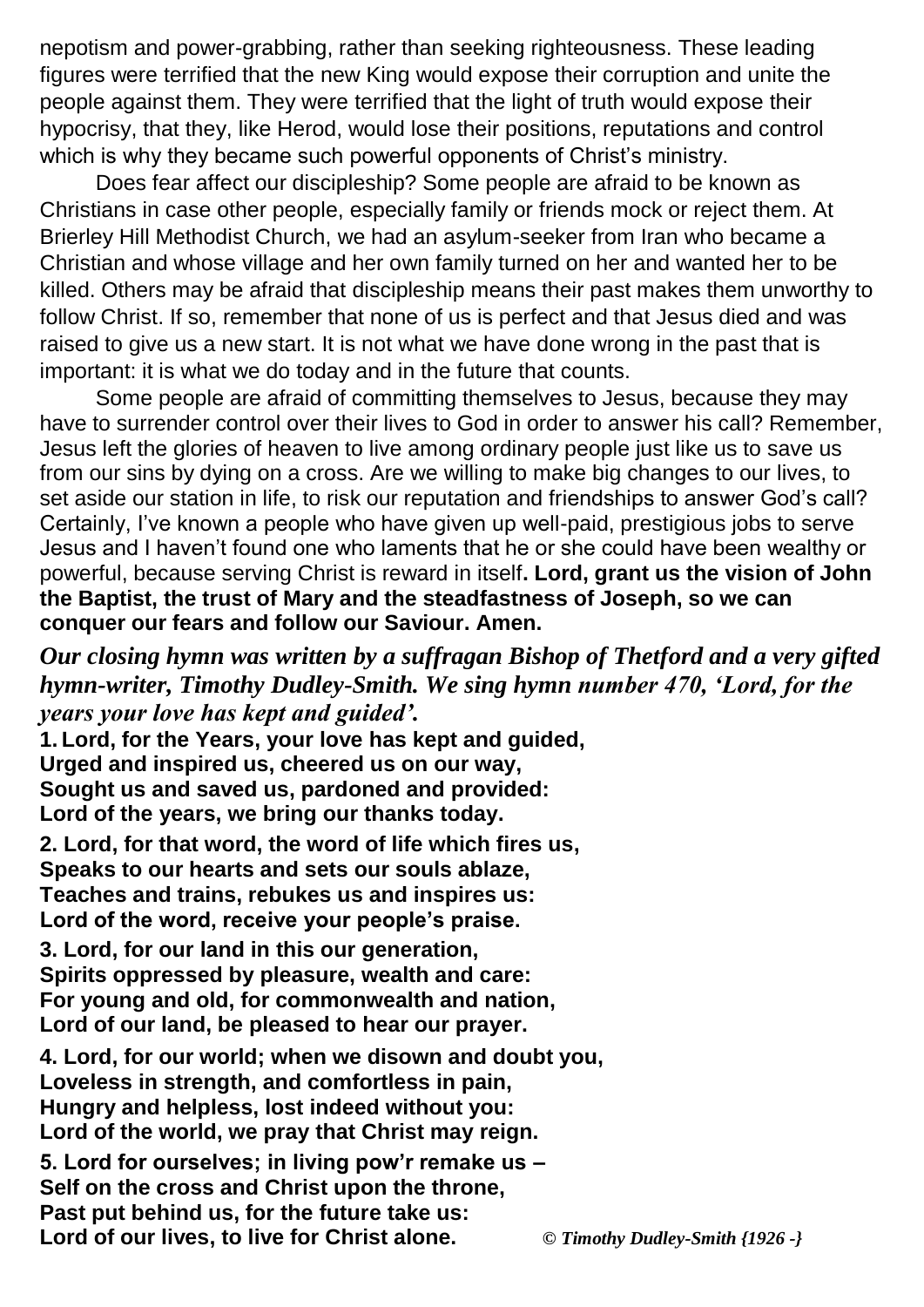nepotism and power-grabbing, rather than seeking righteousness. These leading figures were terrified that the new King would expose their corruption and unite the people against them. They were terrified that the light of truth would expose their hypocrisy, that they, like Herod, would lose their positions, reputations and control which is why they became such powerful opponents of Christ's ministry.

Does fear affect our discipleship? Some people are afraid to be known as Christians in case other people, especially family or friends mock or reject them. At Brierley Hill Methodist Church, we had an asylum-seeker from Iran who became a Christian and whose village and her own family turned on her and wanted her to be killed. Others may be afraid that discipleship means their past makes them unworthy to follow Christ. If so, remember that none of us is perfect and that Jesus died and was raised to give us a new start. It is not what we have done wrong in the past that is important: it is what we do today and in the future that counts.

Some people are afraid of committing themselves to Jesus, because they may have to surrender control over their lives to God in order to answer his call? Remember, Jesus left the glories of heaven to live among ordinary people just like us to save us from our sins by dying on a cross. Are we willing to make big changes to our lives, to set aside our station in life, to risk our reputation and friendships to answer God's call? Certainly, I've known a people who have given up well-paid, prestigious jobs to serve Jesus and I haven't found one who laments that he or she could have been wealthy or powerful, because serving Christ is reward in itself**. Lord, grant us the vision of John the Baptist, the trust of Mary and the steadfastness of Joseph, so we can conquer our fears and follow our Saviour. Amen.**

***Our closing hymn was written by a suffragan Bishop of Thetford and a very gifted hymn-writer, Timothy Dudley-Smith. We sing hymn number 470, 'Lord, for the years your love has kept and guided'.***

**1. Lord, for the Years, your love has kept and guided,**
**Urged and inspired us, cheered us on our way,**
**Sought us and saved us, pardoned and provided:**
**Lord of the years, we bring our thanks today.**

**2. Lord, for that word, the word of life which fires us,**
**Speaks to our hearts and sets our souls ablaze,**
**Teaches and trains, rebukes us and inspires us:**
**Lord of the word, receive your people's praise.**

**3. Lord, for our land in this our generation,**
**Spirits oppressed by pleasure, wealth and care:**
**For young and old, for commonwealth and nation,**
**Lord of our land, be pleased to hear our prayer.**

**4. Lord, for our world; when we disown and doubt you,**
**Loveless in strength, and comfortless in pain,**
**Hungry and helpless, lost indeed without you:**
**Lord of the world, we pray that Christ may reign.**

**5. Lord for ourselves; in living pow'r remake us –**
**Self on the cross and Christ upon the throne,**
**Past put behind us, for the future take us:**
**Lord of our lives, to live for Christ alone.** *© Timothy Dudley-Smith {1926 -}*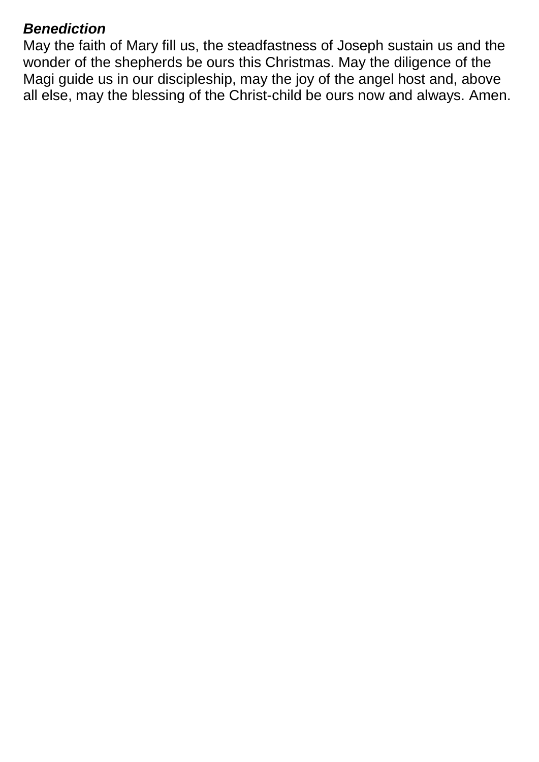***Benediction***

May the faith of Mary fill us, the steadfastness of Joseph sustain us and the wonder of the shepherds be ours this Christmas. May the diligence of the Magi guide us in our discipleship, may the joy of the angel host and, above all else, may the blessing of the Christ-child be ours now and always. Amen.